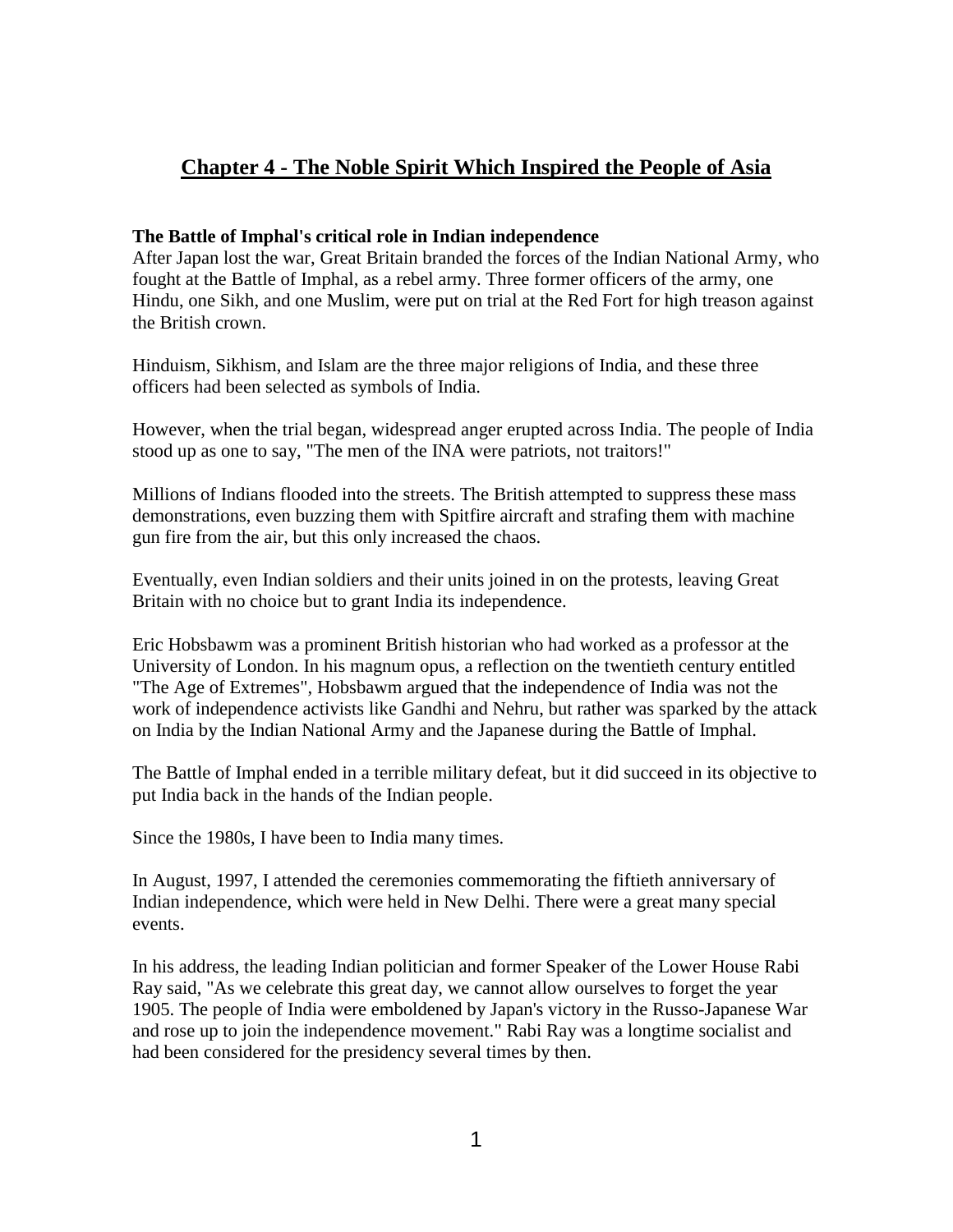# Chapter 4 - The Noble Spirit Which Inspired the People of Asia

**The Battle of Imphal's critical role in Indian independence**

After Japan lost the war, Great Britain branded the forces of the Indian National Army, who fought at the Battle of Imphal, as a rebel army. Three former officers of the army, one Hindu, one Sikh, and one Muslim, were put on trial at the Red Fort for high treason against the British crown.

Hinduism, Sikhism, and Islam are the three major religions of India, and these three officers had been selected as symbols of India.

However, when the trial began, widespread anger erupted across India. The people of India stood up as one to say, "The men of the INA were patriots, not traitors!"

Millions of Indians flooded into the streets. The British attempted to suppress these mass demonstrations, even buzzing them with Spitfire aircraft and strafing them with machine gun fire from the air, but this only increased the chaos.

Eventually, even Indian soldiers and their units joined in on the protests, leaving Great Britain with no choice but to grant India its independence.

Eric Hobsbawm was a prominent British historian who had worked as a professor at the University of London. In his magnum opus, a reflection on the twentieth century entitled "The Age of Extremes", Hobsbawm argued that the independence of India was not the work of independence activists like Gandhi and Nehru, but rather was sparked by the attack on India by the Indian National Army and the Japanese during the Battle of Imphal.

The Battle of Imphal ended in a terrible military defeat, but it did succeed in its objective to put India back in the hands of the Indian people.

Since the 1980s, I have been to India many times.

In August, 1997, I attended the ceremonies commemorating the fiftieth anniversary of Indian independence, which were held in New Delhi. There were a great many special events.

In his address, the leading Indian politician and former Speaker of the Lower House Rabi Ray said, "As we celebrate this great day, we cannot allow ourselves to forget the year 1905. The people of India were emboldened by Japan's victory in the Russo-Japanese War and rose up to join the independence movement." Rabi Ray was a longtime socialist and had been considered for the presidency several times by then.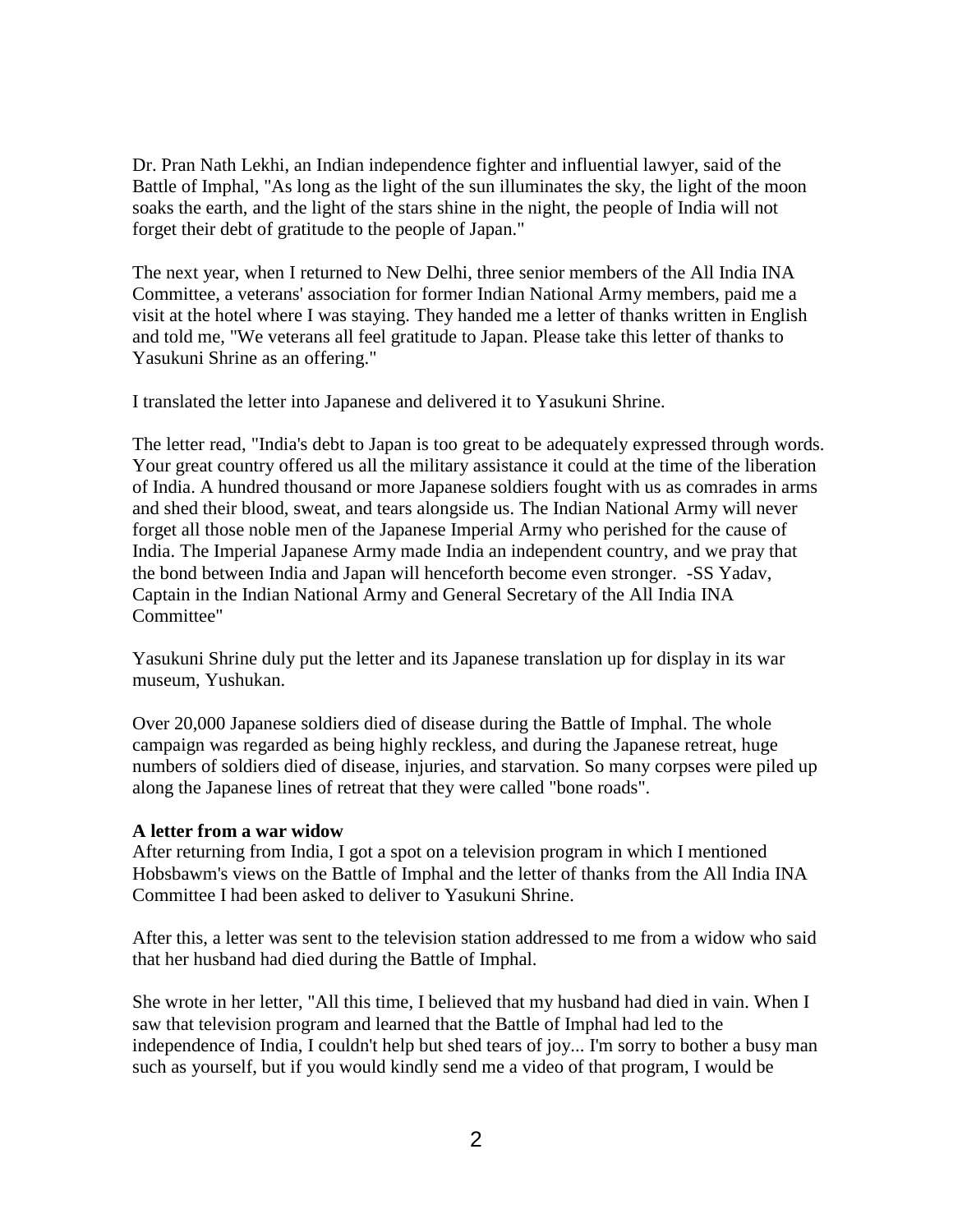Dr. Pran Nath Lekhi, an Indian independence fighter and influential lawyer, said of the Battle of Imphal, "As long as the light of the sun illuminates the sky, the light of the moon soaks the earth, and the light of the stars shine in the night, the people of India will not forget their debt of gratitude to the people of Japan."

The next year, when I returned to New Delhi, three senior members of the All India INA Committee, a veterans' association for former Indian National Army members, paid me a visit at the hotel where I was staying. They handed me a letter of thanks written in English and told me, "We veterans all feel gratitude to Japan. Please take this letter of thanks to Yasukuni Shrine as an offering."

I translated the letter into Japanese and delivered it to Yasukuni Shrine.

The letter read, "India's debt to Japan is too great to be adequately expressed through words. Your great country offered us all the military assistance it could at the time of the liberation of India. A hundred thousand or more Japanese soldiers fought with us as comrades in arms and shed their blood, sweat, and tears alongside us. The Indian National Army will never forget all those noble men of the Japanese Imperial Army who perished for the cause of India. The Imperial Japanese Army made India an independent country, and we pray that the bond between India and Japan will henceforth become even stronger. -SS Yadav, Captain in the Indian National Army and General Secretary of the All India INA Committee"

Yasukuni Shrine duly put the letter and its Japanese translation up for display in its war museum, Yushukan.

Over 20,000 Japanese soldiers died of disease during the Battle of Imphal. The whole campaign was regarded as being highly reckless, and during the Japanese retreat, huge numbers of soldiers died of disease, injuries, and starvation. So many corpses were piled up along the Japanese lines of retreat that they were called "bone roads".

**A letter from a war widow**

After returning from India, I got a spot on a television program in which I mentioned Hobsbawm's views on the Battle of Imphal and the letter of thanks from the All India INA Committee I had been asked to deliver to Yasukuni Shrine.

After this, a letter was sent to the television station addressed to me from a widow who said that her husband had died during the Battle of Imphal.

She wrote in her letter, "All this time, I believed that my husband had died in vain. When I saw that television program and learned that the Battle of Imphal had led to the independence of India, I couldn't help but shed tears of joy... I'm sorry to bother a busy man such as yourself, but if you would kindly send me a video of that program, I would be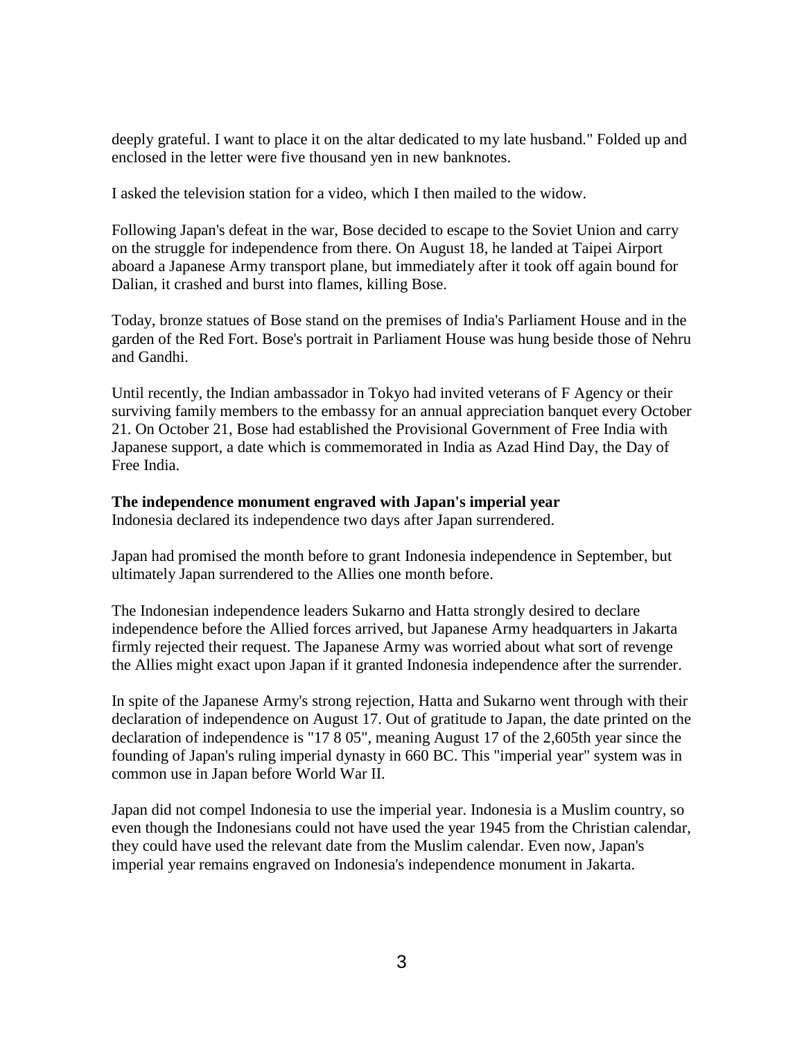deeply grateful. I want to place it on the altar dedicated to my late husband." Folded up and enclosed in the letter were five thousand yen in new banknotes.

I asked the television station for a video, which I then mailed to the widow.

Following Japan's defeat in the war, Bose decided to escape to the Soviet Union and carry on the struggle for independence from there. On August 18, he landed at Taipei Airport aboard a Japanese Army transport plane, but immediately after it took off again bound for Dalian, it crashed and burst into flames, killing Bose.

Today, bronze statues of Bose stand on the premises of India's Parliament House and in the garden of the Red Fort. Bose's portrait in Parliament House was hung beside those of Nehru and Gandhi.

Until recently, the Indian ambassador in Tokyo had invited veterans of F Agency or their surviving family members to the embassy for an annual appreciation banquet every October 21. On October 21, Bose had established the Provisional Government of Free India with Japanese support, a date which is commemorated in India as Azad Hind Day, the Day of Free India.

**The independence monument engraved with Japan's imperial year**

Indonesia declared its independence two days after Japan surrendered.

Japan had promised the month before to grant Indonesia independence in September, but ultimately Japan surrendered to the Allies one month before.

The Indonesian independence leaders Sukarno and Hatta strongly desired to declare independence before the Allied forces arrived, but Japanese Army headquarters in Jakarta firmly rejected their request. The Japanese Army was worried about what sort of revenge the Allies might exact upon Japan if it granted Indonesia independence after the surrender.

In spite of the Japanese Army's strong rejection, Hatta and Sukarno went through with their declaration of independence on August 17. Out of gratitude to Japan, the date printed on the declaration of independence is "17 8 05", meaning August 17 of the 2,605th year since the founding of Japan's ruling imperial dynasty in 660 BC. This "imperial year" system was in common use in Japan before World War II.

Japan did not compel Indonesia to use the imperial year. Indonesia is a Muslim country, so even though the Indonesians could not have used the year 1945 from the Christian calendar, they could have used the relevant date from the Muslim calendar. Even now, Japan's imperial year remains engraved on Indonesia's independence monument in Jakarta.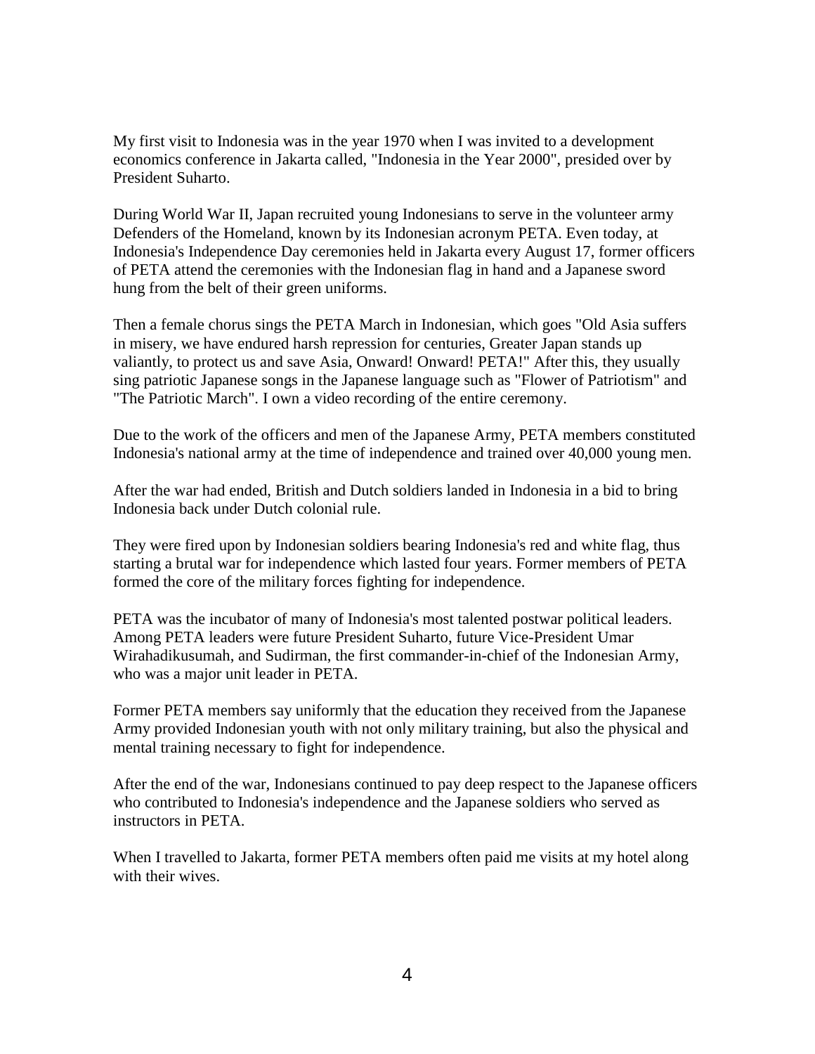My first visit to Indonesia was in the year 1970 when I was invited to a development economics conference in Jakarta called, "Indonesia in the Year 2000", presided over by President Suharto.

During World War II, Japan recruited young Indonesians to serve in the volunteer army Defenders of the Homeland, known by its Indonesian acronym PETA. Even today, at Indonesia's Independence Day ceremonies held in Jakarta every August 17, former officers of PETA attend the ceremonies with the Indonesian flag in hand and a Japanese sword hung from the belt of their green uniforms.

Then a female chorus sings the PETA March in Indonesian, which goes "Old Asia suffers in misery, we have endured harsh repression for centuries, Greater Japan stands up valiantly, to protect us and save Asia, Onward! Onward! PETA!" After this, they usually sing patriotic Japanese songs in the Japanese language such as "Flower of Patriotism" and "The Patriotic March". I own a video recording of the entire ceremony.

Due to the work of the officers and men of the Japanese Army, PETA members constituted Indonesia's national army at the time of independence and trained over 40,000 young men.

After the war had ended, British and Dutch soldiers landed in Indonesia in a bid to bring Indonesia back under Dutch colonial rule.

They were fired upon by Indonesian soldiers bearing Indonesia's red and white flag, thus starting a brutal war for independence which lasted four years. Former members of PETA formed the core of the military forces fighting for independence.

PETA was the incubator of many of Indonesia's most talented postwar political leaders. Among PETA leaders were future President Suharto, future Vice-President Umar Wirahadikusumah, and Sudirman, the first commander-in-chief of the Indonesian Army, who was a major unit leader in PETA.

Former PETA members say uniformly that the education they received from the Japanese Army provided Indonesian youth with not only military training, but also the physical and mental training necessary to fight for independence.

After the end of the war, Indonesians continued to pay deep respect to the Japanese officers who contributed to Indonesia's independence and the Japanese soldiers who served as instructors in PETA.

When I travelled to Jakarta, former PETA members often paid me visits at my hotel along with their wives.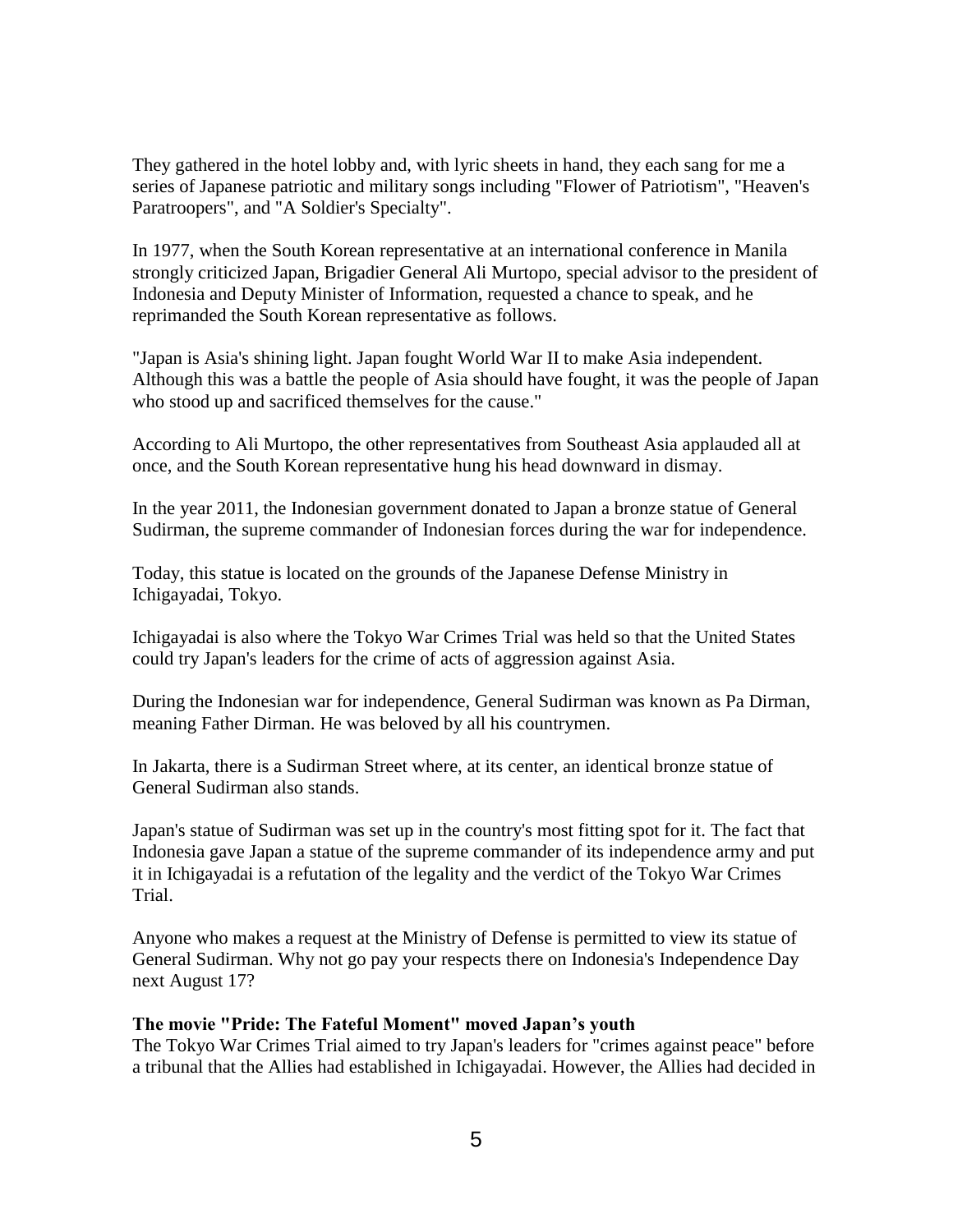They gathered in the hotel lobby and, with lyric sheets in hand, they each sang for me a series of Japanese patriotic and military songs including "Flower of Patriotism", "Heaven's Paratroopers", and "A Soldier's Specialty".

In 1977, when the South Korean representative at an international conference in Manila strongly criticized Japan, Brigadier General Ali Murtopo, special advisor to the president of Indonesia and Deputy Minister of Information, requested a chance to speak, and he reprimanded the South Korean representative as follows.

"Japan is Asia's shining light. Japan fought World War II to make Asia independent. Although this was a battle the people of Asia should have fought, it was the people of Japan who stood up and sacrificed themselves for the cause."

According to Ali Murtopo, the other representatives from Southeast Asia applauded all at once, and the South Korean representative hung his head downward in dismay.

In the year 2011, the Indonesian government donated to Japan a bronze statue of General Sudirman, the supreme commander of Indonesian forces during the war for independence.

Today, this statue is located on the grounds of the Japanese Defense Ministry in Ichigayadai, Tokyo.

Ichigayadai is also where the Tokyo War Crimes Trial was held so that the United States could try Japan's leaders for the crime of acts of aggression against Asia.

During the Indonesian war for independence, General Sudirman was known as Pa Dirman, meaning Father Dirman. He was beloved by all his countrymen.

In Jakarta, there is a Sudirman Street where, at its center, an identical bronze statue of General Sudirman also stands.

Japan's statue of Sudirman was set up in the country's most fitting spot for it. The fact that Indonesia gave Japan a statue of the supreme commander of its independence army and put it in Ichigayadai is a refutation of the legality and the verdict of the Tokyo War Crimes Trial.

Anyone who makes a request at the Ministry of Defense is permitted to view its statue of General Sudirman. Why not go pay your respects there on Indonesia's Independence Day next August 17?

**The movie "Pride: The Fateful Moment" moved Japan's youth**

The Tokyo War Crimes Trial aimed to try Japan's leaders for "crimes against peace" before a tribunal that the Allies had established in Ichigayadai. However, the Allies had decided in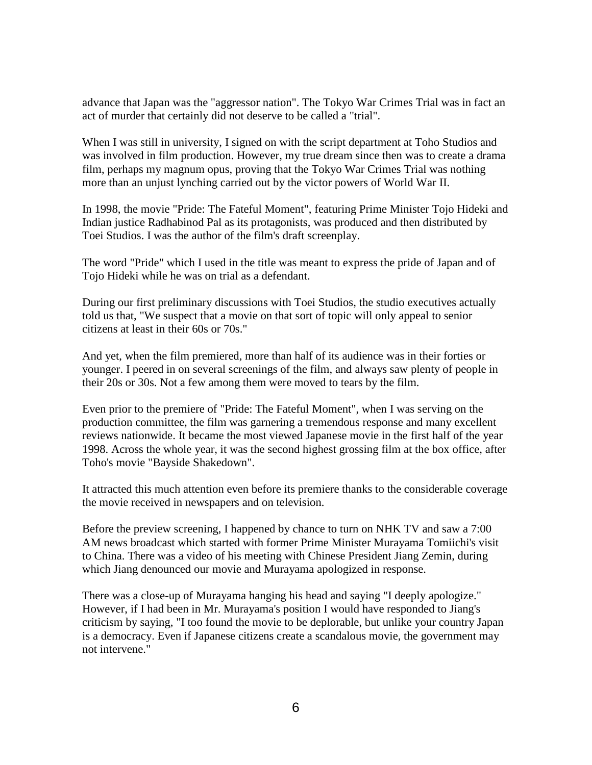advance that Japan was the "aggressor nation". The Tokyo War Crimes Trial was in fact an act of murder that certainly did not deserve to be called a "trial".

When I was still in university, I signed on with the script department at Toho Studios and was involved in film production. However, my true dream since then was to create a drama film, perhaps my magnum opus, proving that the Tokyo War Crimes Trial was nothing more than an unjust lynching carried out by the victor powers of World War II.

In 1998, the movie "Pride: The Fateful Moment", featuring Prime Minister Tojo Hideki and Indian justice Radhabinod Pal as its protagonists, was produced and then distributed by Toei Studios. I was the author of the film's draft screenplay.

The word "Pride" which I used in the title was meant to express the pride of Japan and of Tojo Hideki while he was on trial as a defendant.

During our first preliminary discussions with Toei Studios, the studio executives actually told us that, "We suspect that a movie on that sort of topic will only appeal to senior citizens at least in their 60s or 70s."

And yet, when the film premiered, more than half of its audience was in their forties or younger. I peered in on several screenings of the film, and always saw plenty of people in their 20s or 30s. Not a few among them were moved to tears by the film.

Even prior to the premiere of "Pride: The Fateful Moment", when I was serving on the production committee, the film was garnering a tremendous response and many excellent reviews nationwide. It became the most viewed Japanese movie in the first half of the year 1998. Across the whole year, it was the second highest grossing film at the box office, after Toho's movie "Bayside Shakedown".

It attracted this much attention even before its premiere thanks to the considerable coverage the movie received in newspapers and on television.

Before the preview screening, I happened by chance to turn on NHK TV and saw a 7:00 AM news broadcast which started with former Prime Minister Murayama Tomiichi's visit to China. There was a video of his meeting with Chinese President Jiang Zemin, during which Jiang denounced our movie and Murayama apologized in response.

There was a close-up of Murayama hanging his head and saying "I deeply apologize." However, if I had been in Mr. Murayama's position I would have responded to Jiang's criticism by saying, "I too found the movie to be deplorable, but unlike your country Japan is a democracy. Even if Japanese citizens create a scandalous movie, the government may not intervene."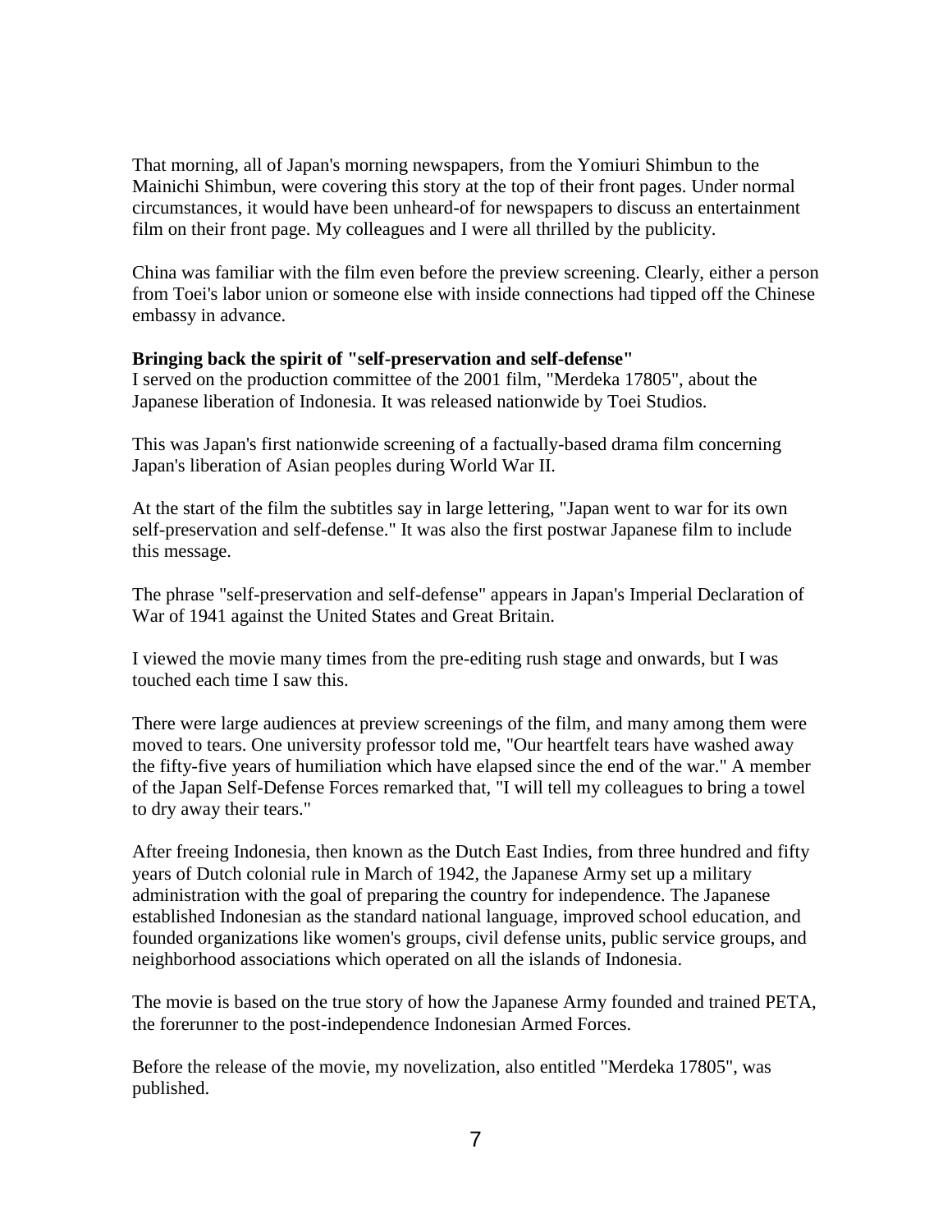That morning, all of Japan's morning newspapers, from the Yomiuri Shimbun to the Mainichi Shimbun, were covering this story at the top of their front pages. Under normal circumstances, it would have been unheard-of for newspapers to discuss an entertainment film on their front page. My colleagues and I were all thrilled by the publicity.

China was familiar with the film even before the preview screening. Clearly, either a person from Toei's labor union or someone else with inside connections had tipped off the Chinese embassy in advance.

**Bringing back the spirit of "self-preservation and self-defense"**

I served on the production committee of the 2001 film, "Merdeka 17805", about the Japanese liberation of Indonesia. It was released nationwide by Toei Studios.

This was Japan's first nationwide screening of a factually-based drama film concerning Japan's liberation of Asian peoples during World War II.

At the start of the film the subtitles say in large lettering, "Japan went to war for its own self-preservation and self-defense." It was also the first postwar Japanese film to include this message.

The phrase "self-preservation and self-defense" appears in Japan's Imperial Declaration of War of 1941 against the United States and Great Britain.

I viewed the movie many times from the pre-editing rush stage and onwards, but I was touched each time I saw this.

There were large audiences at preview screenings of the film, and many among them were moved to tears. One university professor told me, "Our heartfelt tears have washed away the fifty-five years of humiliation which have elapsed since the end of the war." A member of the Japan Self-Defense Forces remarked that, "I will tell my colleagues to bring a towel to dry away their tears."

After freeing Indonesia, then known as the Dutch East Indies, from three hundred and fifty years of Dutch colonial rule in March of 1942, the Japanese Army set up a military administration with the goal of preparing the country for independence. The Japanese established Indonesian as the standard national language, improved school education, and founded organizations like women's groups, civil defense units, public service groups, and neighborhood associations which operated on all the islands of Indonesia.

The movie is based on the true story of how the Japanese Army founded and trained PETA, the forerunner to the post-independence Indonesian Armed Forces.

Before the release of the movie, my novelization, also entitled "Merdeka 17805", was published.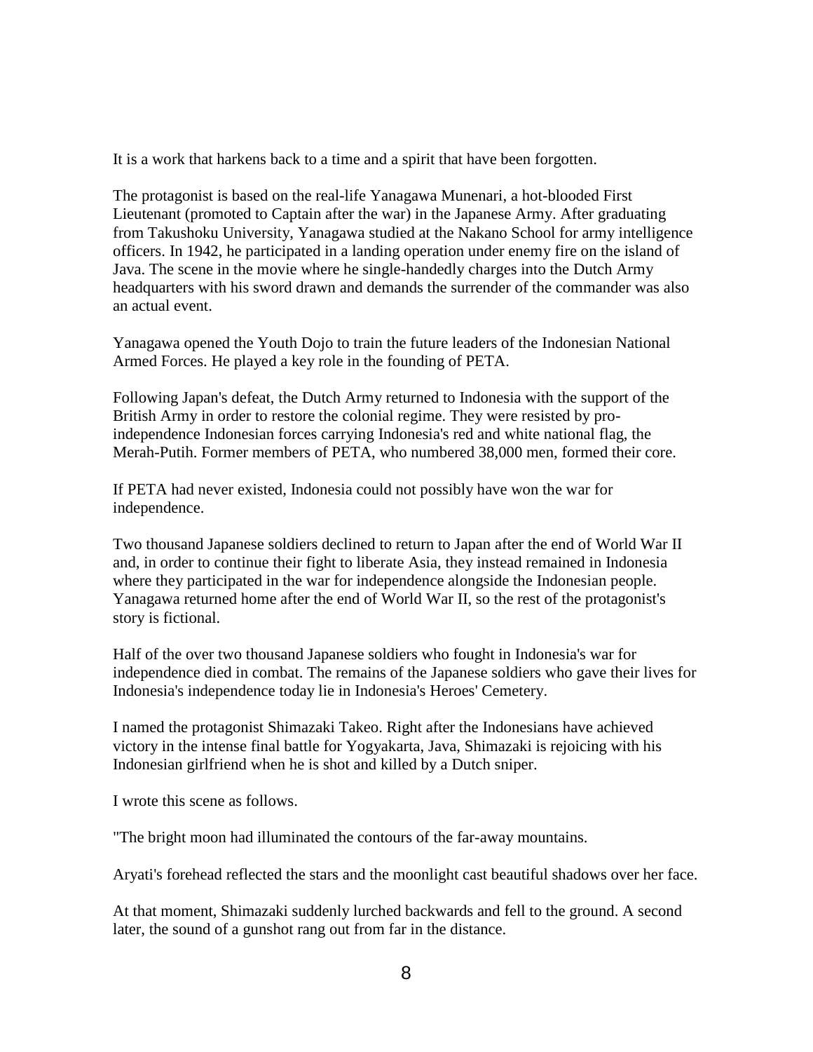It is a work that harkens back to a time and a spirit that have been forgotten.

The protagonist is based on the real-life Yanagawa Munenari, a hot-blooded First Lieutenant (promoted to Captain after the war) in the Japanese Army. After graduating from Takushoku University, Yanagawa studied at the Nakano School for army intelligence officers. In 1942, he participated in a landing operation under enemy fire on the island of Java. The scene in the movie where he single-handedly charges into the Dutch Army headquarters with his sword drawn and demands the surrender of the commander was also an actual event.

Yanagawa opened the Youth Dojo to train the future leaders of the Indonesian National Armed Forces. He played a key role in the founding of PETA.

Following Japan's defeat, the Dutch Army returned to Indonesia with the support of the British Army in order to restore the colonial regime. They were resisted by pro-independence Indonesian forces carrying Indonesia's red and white national flag, the Merah-Putih. Former members of PETA, who numbered 38,000 men, formed their core.

If PETA had never existed, Indonesia could not possibly have won the war for independence.

Two thousand Japanese soldiers declined to return to Japan after the end of World War II and, in order to continue their fight to liberate Asia, they instead remained in Indonesia where they participated in the war for independence alongside the Indonesian people. Yanagawa returned home after the end of World War II, so the rest of the protagonist's story is fictional.

Half of the over two thousand Japanese soldiers who fought in Indonesia's war for independence died in combat. The remains of the Japanese soldiers who gave their lives for Indonesia's independence today lie in Indonesia's Heroes' Cemetery.

I named the protagonist Shimazaki Takeo. Right after the Indonesians have achieved victory in the intense final battle for Yogyakarta, Java, Shimazaki is rejoicing with his Indonesian girlfriend when he is shot and killed by a Dutch sniper.

I wrote this scene as follows.

"The bright moon had illuminated the contours of the far-away mountains.

Aryati's forehead reflected the stars and the moonlight cast beautiful shadows over her face.

At that moment, Shimazaki suddenly lurched backwards and fell to the ground. A second later, the sound of a gunshot rang out from far in the distance.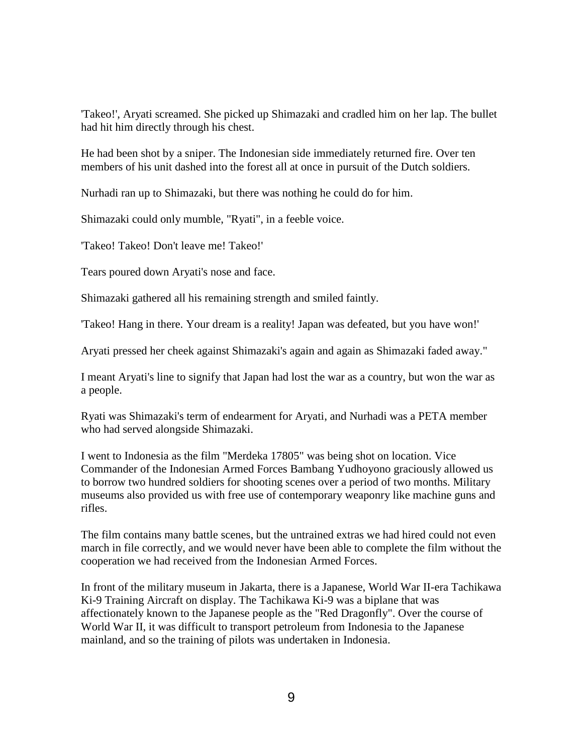'Takeo!', Aryati screamed. She picked up Shimazaki and cradled him on her lap. The bullet had hit him directly through his chest.

He had been shot by a sniper. The Indonesian side immediately returned fire. Over ten members of his unit dashed into the forest all at once in pursuit of the Dutch soldiers.

Nurhadi ran up to Shimazaki, but there was nothing he could do for him.

Shimazaki could only mumble, "Ryati", in a feeble voice.

'Takeo! Takeo! Don't leave me! Takeo!'

Tears poured down Aryati's nose and face.

Shimazaki gathered all his remaining strength and smiled faintly.

'Takeo! Hang in there. Your dream is a reality! Japan was defeated, but you have won!'

Aryati pressed her cheek against Shimazaki's again and again as Shimazaki faded away."

I meant Aryati's line to signify that Japan had lost the war as a country, but won the war as a people.

Ryati was Shimazaki's term of endearment for Aryati, and Nurhadi was a PETA member who had served alongside Shimazaki.

I went to Indonesia as the film "Merdeka 17805" was being shot on location. Vice Commander of the Indonesian Armed Forces Bambang Yudhoyono graciously allowed us to borrow two hundred soldiers for shooting scenes over a period of two months. Military museums also provided us with free use of contemporary weaponry like machine guns and rifles.

The film contains many battle scenes, but the untrained extras we had hired could not even march in file correctly, and we would never have been able to complete the film without the cooperation we had received from the Indonesian Armed Forces.

In front of the military museum in Jakarta, there is a Japanese, World War II-era Tachikawa Ki-9 Training Aircraft on display. The Tachikawa Ki-9 was a biplane that was affectionately known to the Japanese people as the "Red Dragonfly". Over the course of World War II, it was difficult to transport petroleum from Indonesia to the Japanese mainland, and so the training of pilots was undertaken in Indonesia.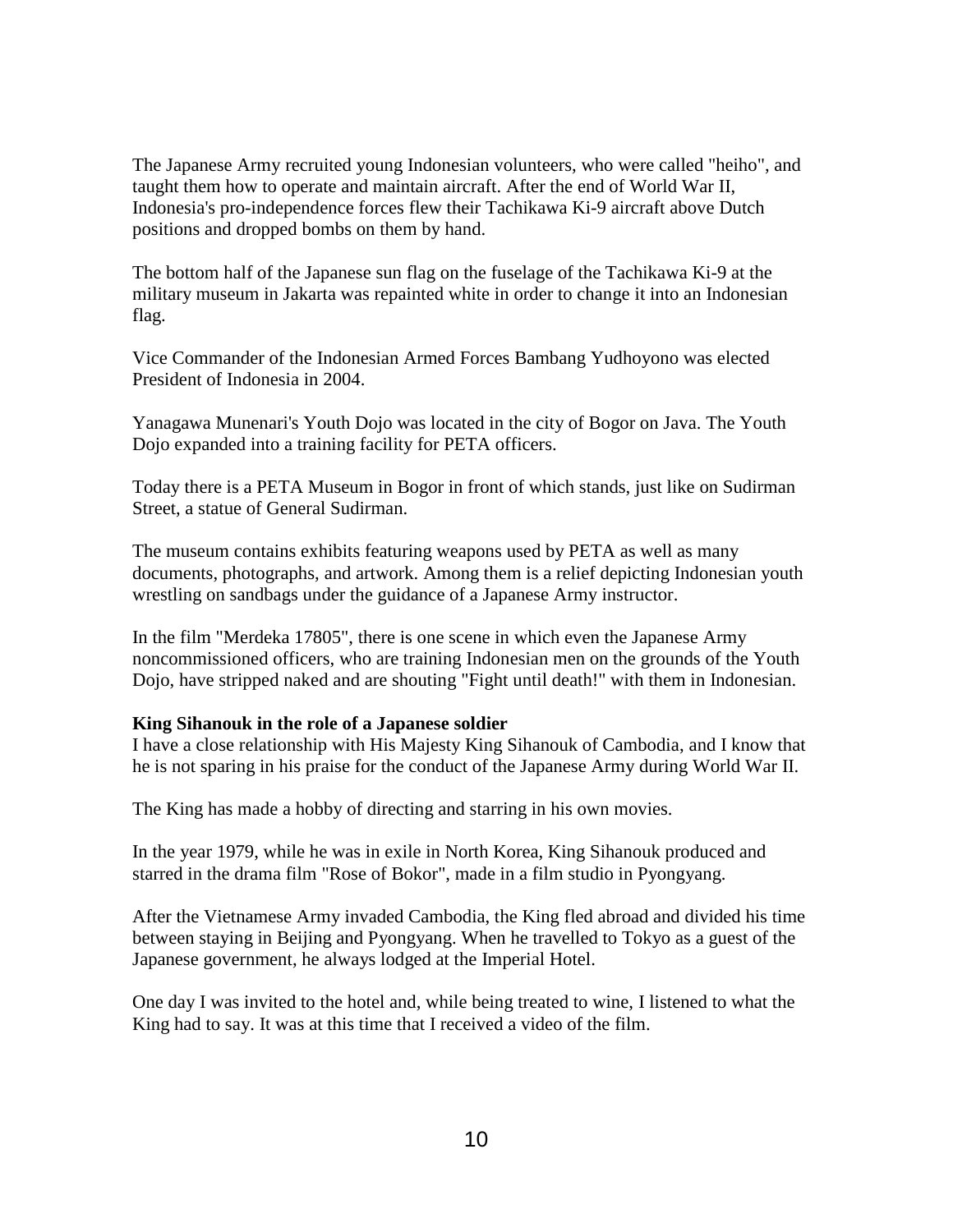The Japanese Army recruited young Indonesian volunteers, who were called "heiho", and taught them how to operate and maintain aircraft. After the end of World War II, Indonesia's pro-independence forces flew their Tachikawa Ki-9 aircraft above Dutch positions and dropped bombs on them by hand.

The bottom half of the Japanese sun flag on the fuselage of the Tachikawa Ki-9 at the military museum in Jakarta was repainted white in order to change it into an Indonesian flag.

Vice Commander of the Indonesian Armed Forces Bambang Yudhoyono was elected President of Indonesia in 2004.

Yanagawa Munenari's Youth Dojo was located in the city of Bogor on Java. The Youth Dojo expanded into a training facility for PETA officers.

Today there is a PETA Museum in Bogor in front of which stands, just like on Sudirman Street, a statue of General Sudirman.

The museum contains exhibits featuring weapons used by PETA as well as many documents, photographs, and artwork. Among them is a relief depicting Indonesian youth wrestling on sandbags under the guidance of a Japanese Army instructor.

In the film "Merdeka 17805", there is one scene in which even the Japanese Army noncommissioned officers, who are training Indonesian men on the grounds of the Youth Dojo, have stripped naked and are shouting "Fight until death!" with them in Indonesian.

**King Sihanouk in the role of a Japanese soldier**

I have a close relationship with His Majesty King Sihanouk of Cambodia, and I know that he is not sparing in his praise for the conduct of the Japanese Army during World War II.

The King has made a hobby of directing and starring in his own movies.

In the year 1979, while he was in exile in North Korea, King Sihanouk produced and starred in the drama film "Rose of Bokor", made in a film studio in Pyongyang.

After the Vietnamese Army invaded Cambodia, the King fled abroad and divided his time between staying in Beijing and Pyongyang. When he travelled to Tokyo as a guest of the Japanese government, he always lodged at the Imperial Hotel.

One day I was invited to the hotel and, while being treated to wine, I listened to what the King had to say. It was at this time that I received a video of the film.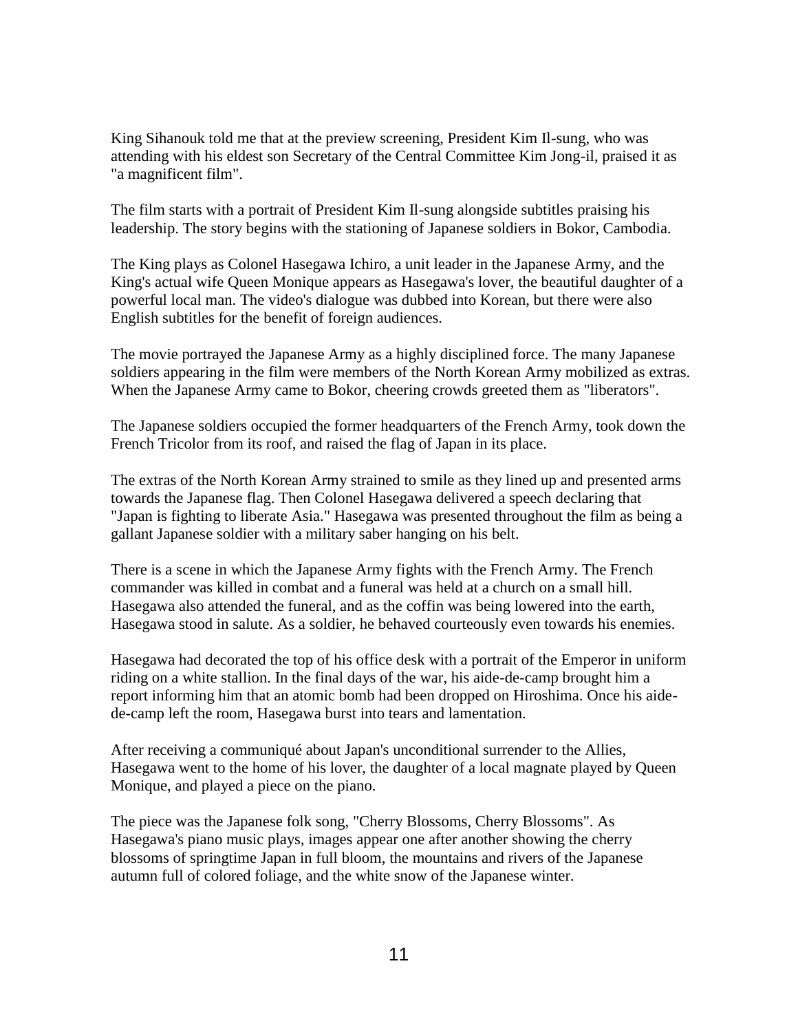King Sihanouk told me that at the preview screening, President Kim Il-sung, who was attending with his eldest son Secretary of the Central Committee Kim Jong-il, praised it as "a magnificent film".

The film starts with a portrait of President Kim Il-sung alongside subtitles praising his leadership. The story begins with the stationing of Japanese soldiers in Bokor, Cambodia.

The King plays as Colonel Hasegawa Ichiro, a unit leader in the Japanese Army, and the King's actual wife Queen Monique appears as Hasegawa's lover, the beautiful daughter of a powerful local man. The video's dialogue was dubbed into Korean, but there were also English subtitles for the benefit of foreign audiences.

The movie portrayed the Japanese Army as a highly disciplined force. The many Japanese soldiers appearing in the film were members of the North Korean Army mobilized as extras. When the Japanese Army came to Bokor, cheering crowds greeted them as "liberators".

The Japanese soldiers occupied the former headquarters of the French Army, took down the French Tricolor from its roof, and raised the flag of Japan in its place.

The extras of the North Korean Army strained to smile as they lined up and presented arms towards the Japanese flag. Then Colonel Hasegawa delivered a speech declaring that "Japan is fighting to liberate Asia." Hasegawa was presented throughout the film as being a gallant Japanese soldier with a military saber hanging on his belt.

There is a scene in which the Japanese Army fights with the French Army. The French commander was killed in combat and a funeral was held at a church on a small hill. Hasegawa also attended the funeral, and as the coffin was being lowered into the earth, Hasegawa stood in salute. As a soldier, he behaved courteously even towards his enemies.

Hasegawa had decorated the top of his office desk with a portrait of the Emperor in uniform riding on a white stallion. In the final days of the war, his aide-de-camp brought him a report informing him that an atomic bomb had been dropped on Hiroshima. Once his aide-de-camp left the room, Hasegawa burst into tears and lamentation.

After receiving a communiqué about Japan's unconditional surrender to the Allies, Hasegawa went to the home of his lover, the daughter of a local magnate played by Queen Monique, and played a piece on the piano.

The piece was the Japanese folk song, "Cherry Blossoms, Cherry Blossoms". As Hasegawa's piano music plays, images appear one after another showing the cherry blossoms of springtime Japan in full bloom, the mountains and rivers of the Japanese autumn full of colored foliage, and the white snow of the Japanese winter.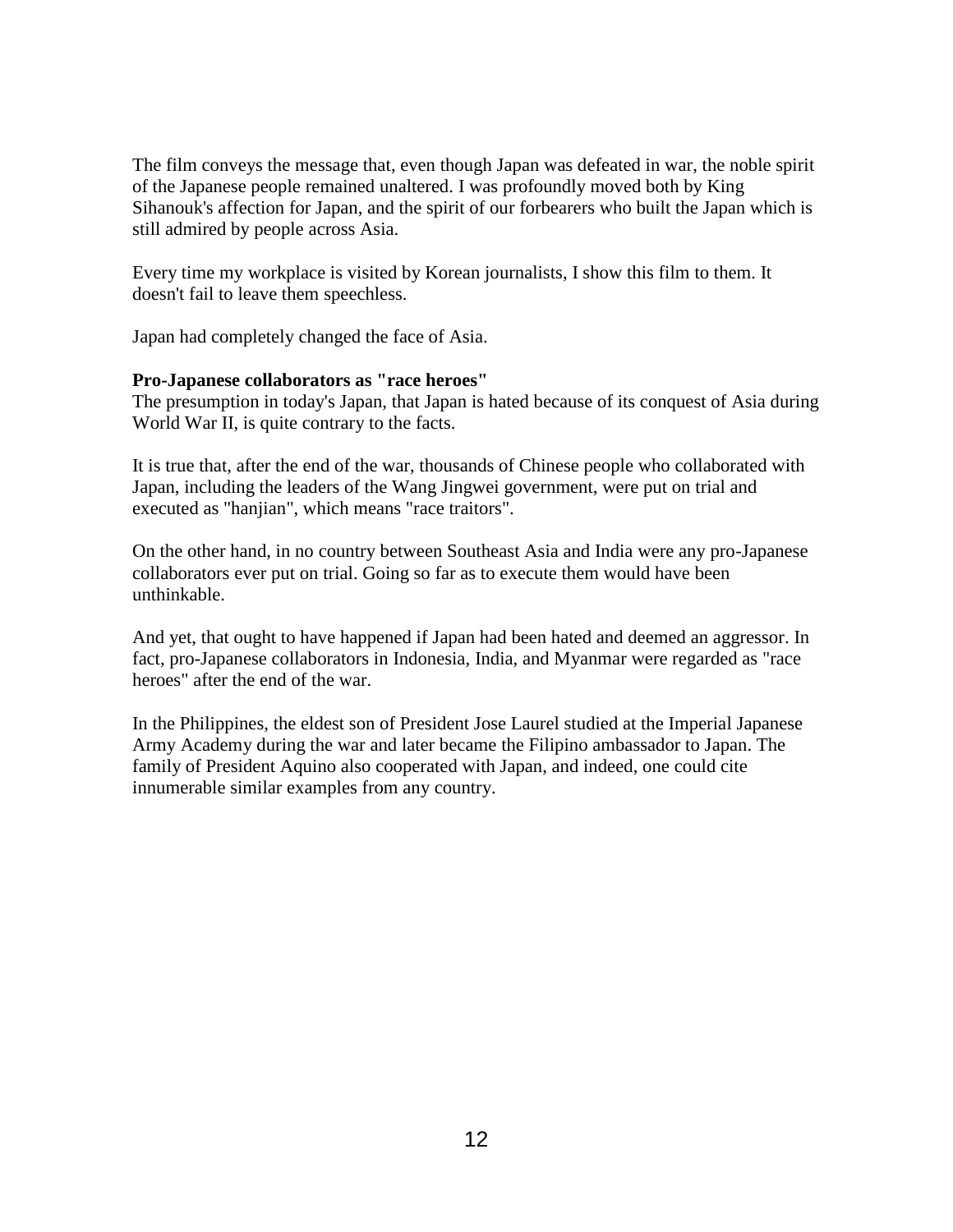The film conveys the message that, even though Japan was defeated in war, the noble spirit of the Japanese people remained unaltered. I was profoundly moved both by King Sihanouk's affection for Japan, and the spirit of our forbearers who built the Japan which is still admired by people across Asia.

Every time my workplace is visited by Korean journalists, I show this film to them. It doesn't fail to leave them speechless.

Japan had completely changed the face of Asia.

**Pro-Japanese collaborators as "race heroes"**

The presumption in today's Japan, that Japan is hated because of its conquest of Asia during World War II, is quite contrary to the facts.

It is true that, after the end of the war, thousands of Chinese people who collaborated with Japan, including the leaders of the Wang Jingwei government, were put on trial and executed as "hanjian", which means "race traitors".

On the other hand, in no country between Southeast Asia and India were any pro-Japanese collaborators ever put on trial. Going so far as to execute them would have been unthinkable.

And yet, that ought to have happened if Japan had been hated and deemed an aggressor. In fact, pro-Japanese collaborators in Indonesia, India, and Myanmar were regarded as "race heroes" after the end of the war.

In the Philippines, the eldest son of President Jose Laurel studied at the Imperial Japanese Army Academy during the war and later became the Filipino ambassador to Japan. The family of President Aquino also cooperated with Japan, and indeed, one could cite innumerable similar examples from any country.